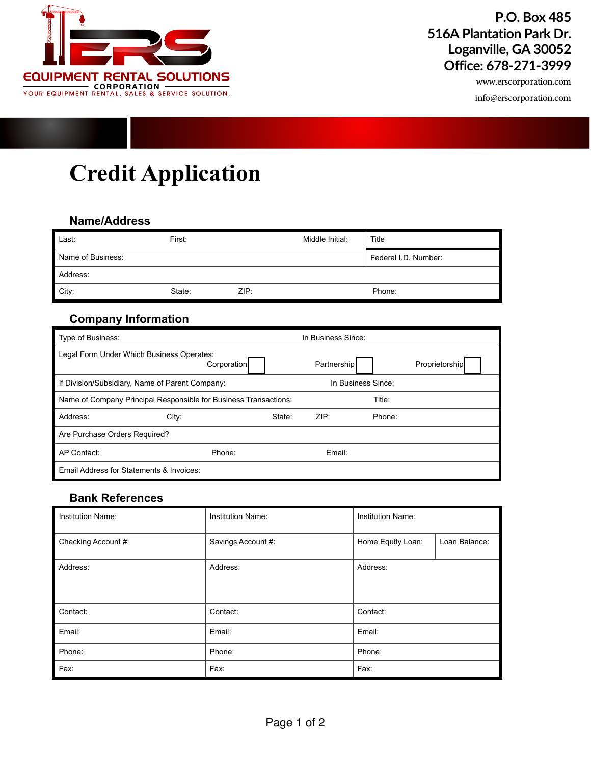EQUIPMENT RENTAL SOLUTIONS CORPORATION
YOUR EQUIPMENT RENTAL, SALES & SERVICE SOLUTION.

**P.O. Box 485**
**516A Plantation Park Dr.**
**Loganville, GA 30052**
**Office: 678-271-3999**
www.erscorporation.com
info@erscorporation.com

# Credit Application

## Name/Address

| | | | |
|---|---|---|---|
| Last: | First: | Middle Initial: | Title |
| Name of Business: | | | Federal I.D. Number: |
| Address: | | | |
| City: | State: | ZIP: | Phone: |

## Company Information

| | | |
|---|---|---|
| Type of Business: | In Business Since: | |
| Legal Form Under Which Business Operates: Corporation ☐ | Partnership ☐ | Proprietorship ☐ |
| If Division/Subsidiary, Name of Parent Company: | In Business Since: | |
| Name of Company Principal Responsible for Business Transactions: | Title: | |
| Address: City: | State: ZIP: | Phone: |
| Are Purchase Orders Required? | | |
| AP Contact: | Phone: | Email: |
| Email Address for Statements & Invoices: | | |

## Bank References

| | | | |
|---|---|---|---|
| Institution Name: | Institution Name: | Institution Name: | |
| Checking Account #: | Savings Account #: | Home Equity Loan: | Loan Balance: |
| Address: | Address: | Address: | |
| Contact: | Contact: | Contact: | |
| Email: | Email: | Email: | |
| Phone: | Phone: | Phone: | |
| Fax: | Fax: | Fax: | |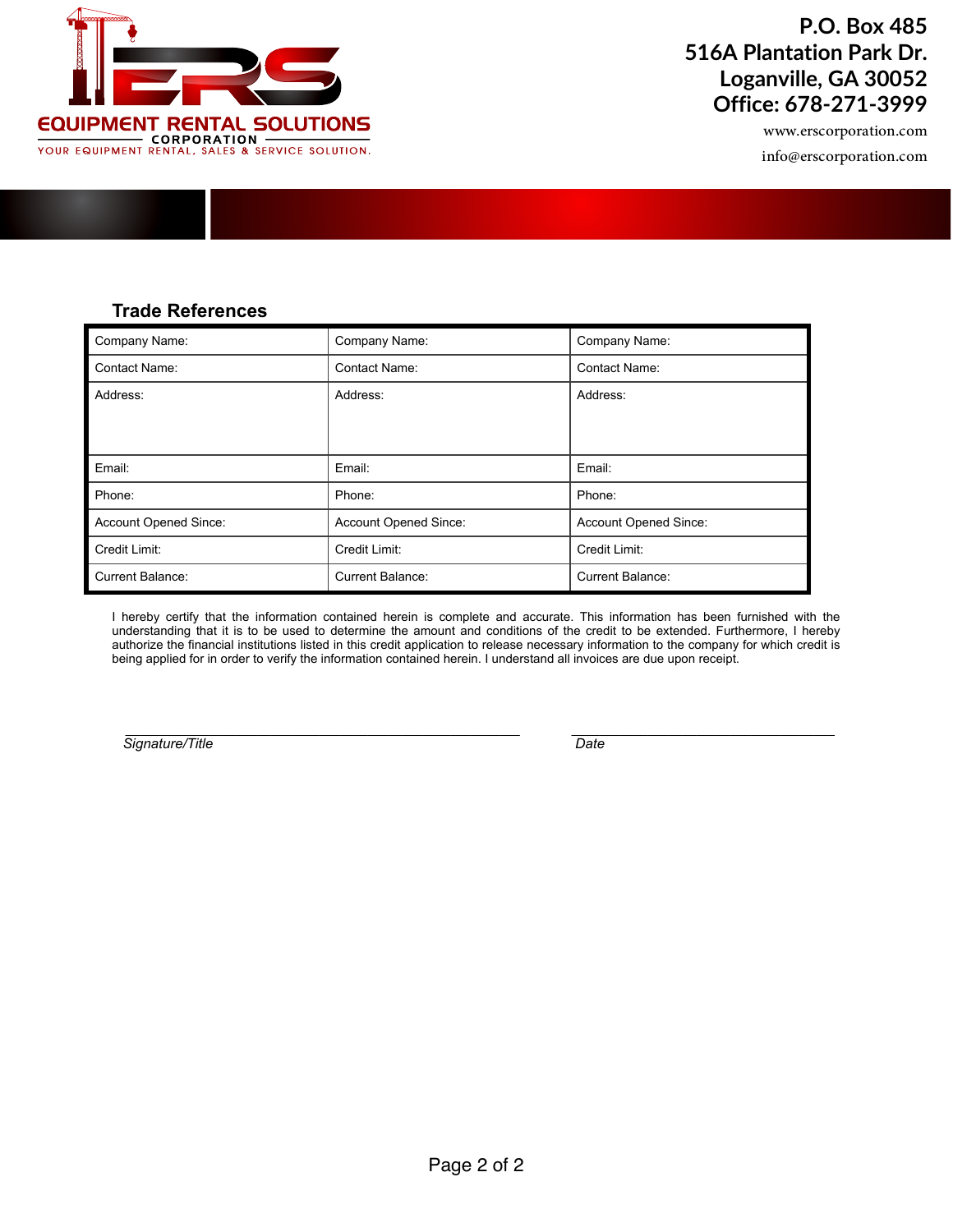EQUIPMENT RENTAL SOLUTIONS CORPORATION
YOUR EQUIPMENT RENTAL, SALES & SERVICE SOLUTION.

**P.O. Box 485**
**516A Plantation Park Dr.**
**Loganville, GA 30052**
**Office: 678-271-3999**
www.erscorporation.com
info@erscorporation.com

## Trade References

| | | |
|---|---|---|
| Company Name: | Company Name: | Company Name: |
| Contact Name: | Contact Name: | Contact Name: |
| Address: | Address: | Address: |
| Email: | Email: | Email: |
| Phone: | Phone: | Phone: |
| Account Opened Since: | Account Opened Since: | Account Opened Since: |
| Credit Limit: | Credit Limit: | Credit Limit: |
| Current Balance: | Current Balance: | Current Balance: |

I hereby certify that the information contained herein is complete and accurate. This information has been furnished with the understanding that it is to be used to determine the amount and conditions of the credit to be extended. Furthermore, I hereby authorize the financial institutions listed in this credit application to release necessary information to the company for which credit is being applied for in order to verify the information contained herein. I understand all invoices are due upon receipt.

_______________________________ *Signature/Title*

_______________________________ *Date*